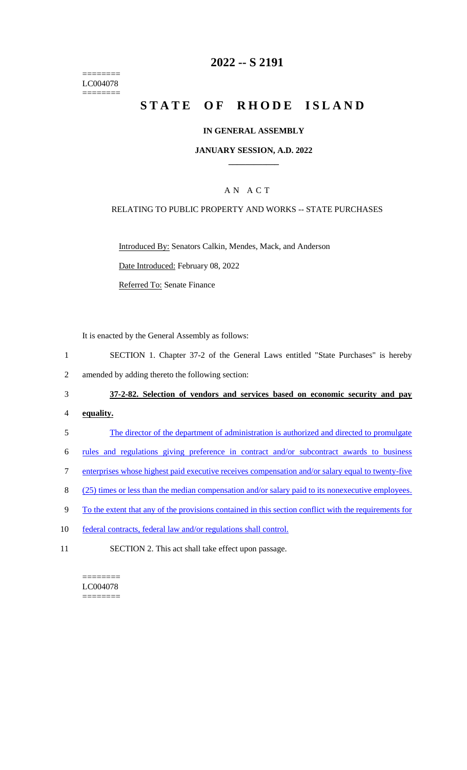========
LC004078
========

# 2022 -- S 2191

# STATE OF RHODE ISLAND

## IN GENERAL ASSEMBLY

## JANUARY SESSION, A.D. 2022

____________

## A N A C T

RELATING TO PUBLIC PROPERTY AND WORKS -- STATE PURCHASES

Introduced By: Senators Calkin, Mendes, Mack, and Anderson

Date Introduced: February 08, 2022

Referred To: Senate Finance

It is enacted by the General Assembly as follows:

1 SECTION 1. Chapter 37-2 of the General Laws entitled "State Purchases" is hereby
2 amended by adding thereto the following section:

3 **37-2-82. Selection of vendors and services based on economic security and pay**
4 **equality.**

5 The director of the department of administration is authorized and directed to promulgate
6 rules and regulations giving preference in contract and/or subcontract awards to business
7 enterprises whose highest paid executive receives compensation and/or salary equal to twenty-five
8 (25) times or less than the median compensation and/or salary paid to its nonexecutive employees.
9 To the extent that any of the provisions contained in this section conflict with the requirements for
10 federal contracts, federal law and/or regulations shall control.

11 SECTION 2. This act shall take effect upon passage.

========
LC004078
========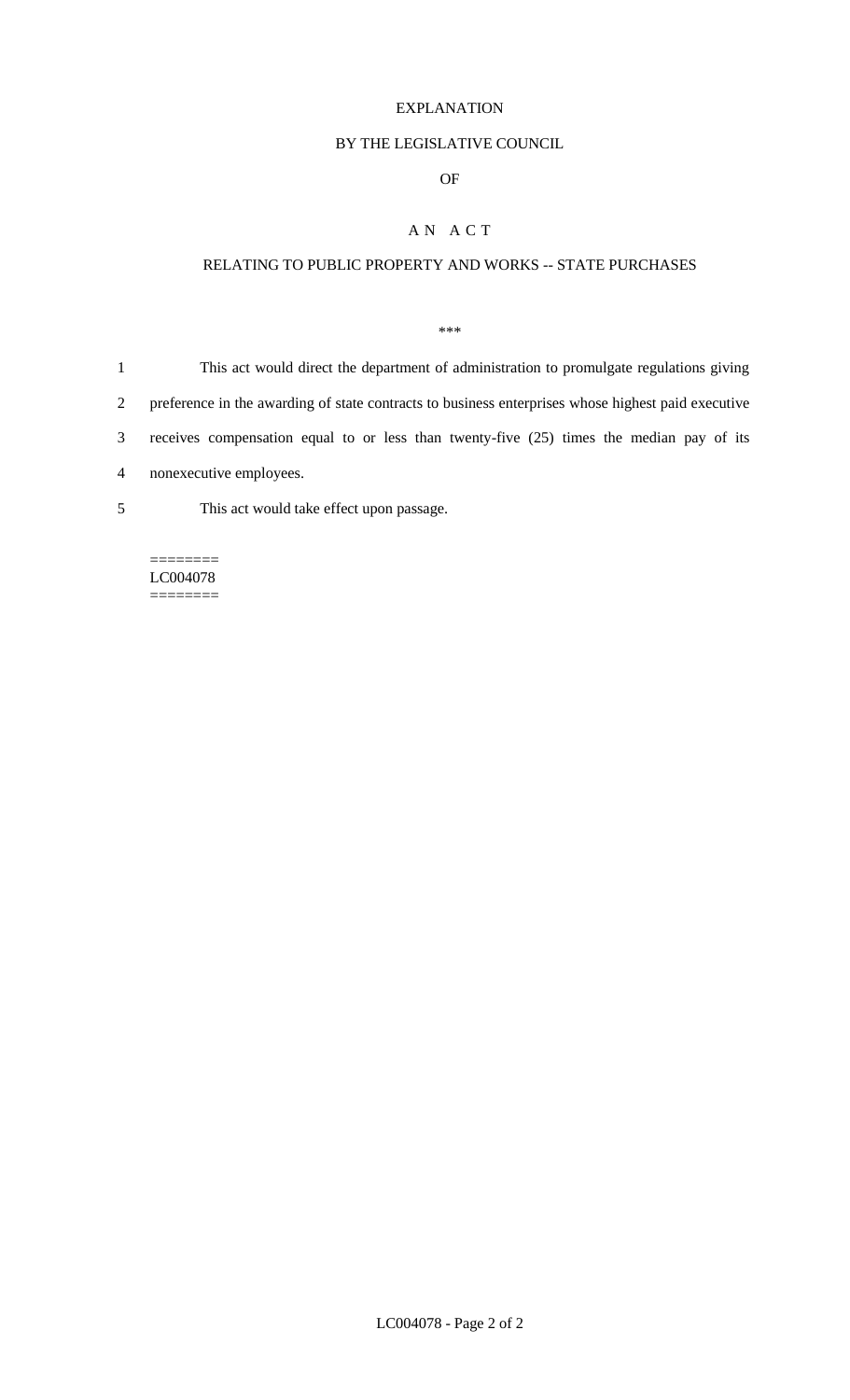EXPLANATION

BY THE LEGISLATIVE COUNCIL

OF

A N A C T

RELATING TO PUBLIC PROPERTY AND WORKS -- STATE PURCHASES

\*\*\*

This act would direct the department of administration to promulgate regulations giving preference in the awarding of state contracts to business enterprises whose highest paid executive receives compensation equal to or less than twenty-five (25) times the median pay of its nonexecutive employees.

This act would take effect upon passage.

========
LC004078
========